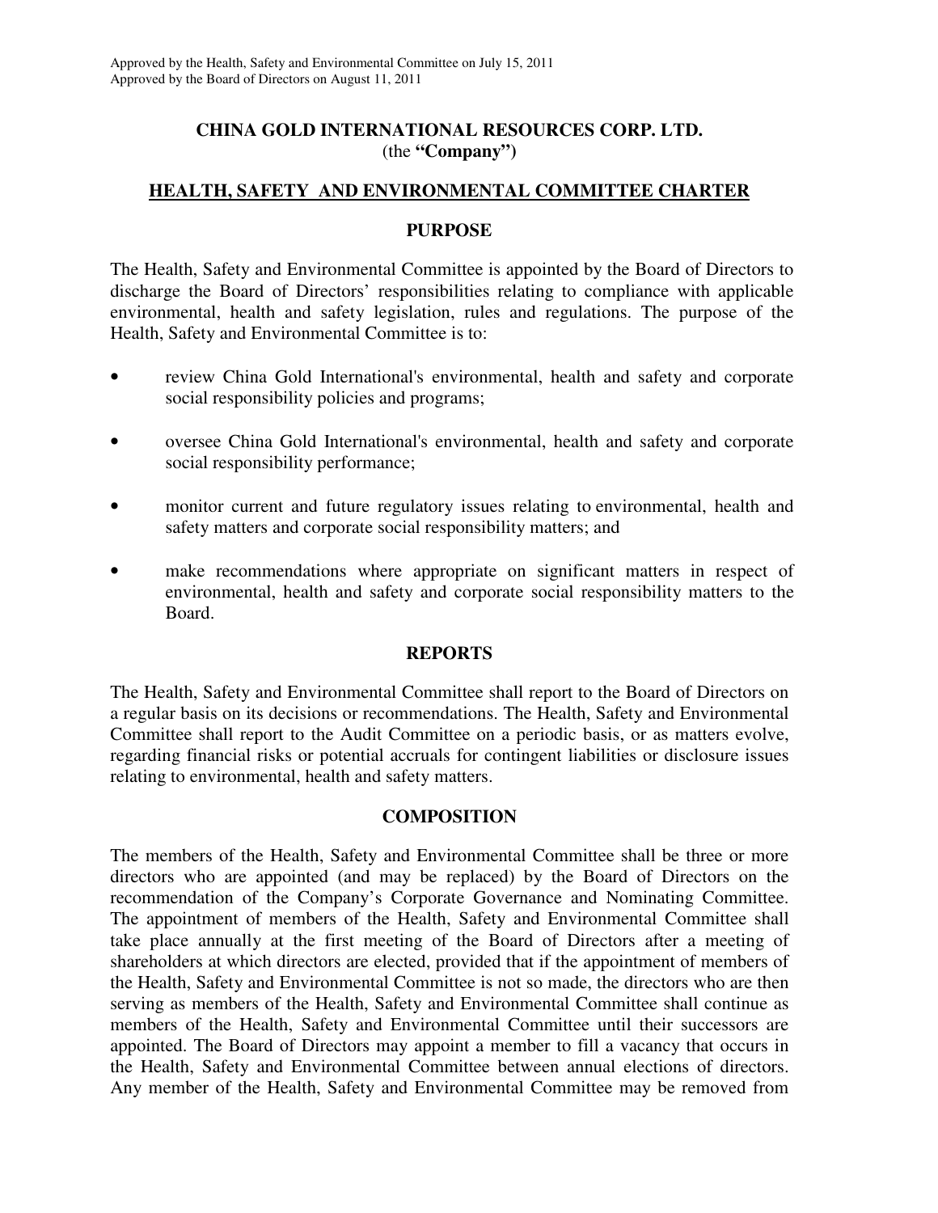Approved by the Health, Safety and Environmental Committee on July 15, 2011
Approved by the Board of Directors on August 11, 2011

**CHINA GOLD INTERNATIONAL RESOURCES CORP. LTD.**
(the **"Company"**)

## HEALTH, SAFETY AND ENVIRONMENTAL COMMITTEE CHARTER

### PURPOSE

The Health, Safety and Environmental Committee is appointed by the Board of Directors to discharge the Board of Directors' responsibilities relating to compliance with applicable environmental, health and safety legislation, rules and regulations. The purpose of the Health, Safety and Environmental Committee is to:

- review China Gold International's environmental, health and safety and corporate social responsibility policies and programs;
- oversee China Gold International's environmental, health and safety and corporate social responsibility performance;
- monitor current and future regulatory issues relating to environmental, health and safety matters and corporate social responsibility matters; and
- make recommendations where appropriate on significant matters in respect of environmental, health and safety and corporate social responsibility matters to the Board.

### REPORTS

The Health, Safety and Environmental Committee shall report to the Board of Directors on a regular basis on its decisions or recommendations. The Health, Safety and Environmental Committee shall report to the Audit Committee on a periodic basis, or as matters evolve, regarding financial risks or potential accruals for contingent liabilities or disclosure issues relating to environmental, health and safety matters.

### COMPOSITION

The members of the Health, Safety and Environmental Committee shall be three or more directors who are appointed (and may be replaced) by the Board of Directors on the recommendation of the Company's Corporate Governance and Nominating Committee. The appointment of members of the Health, Safety and Environmental Committee shall take place annually at the first meeting of the Board of Directors after a meeting of shareholders at which directors are elected, provided that if the appointment of members of the Health, Safety and Environmental Committee is not so made, the directors who are then serving as members of the Health, Safety and Environmental Committee shall continue as members of the Health, Safety and Environmental Committee until their successors are appointed. The Board of Directors may appoint a member to fill a vacancy that occurs in the Health, Safety and Environmental Committee between annual elections of directors. Any member of the Health, Safety and Environmental Committee may be removed from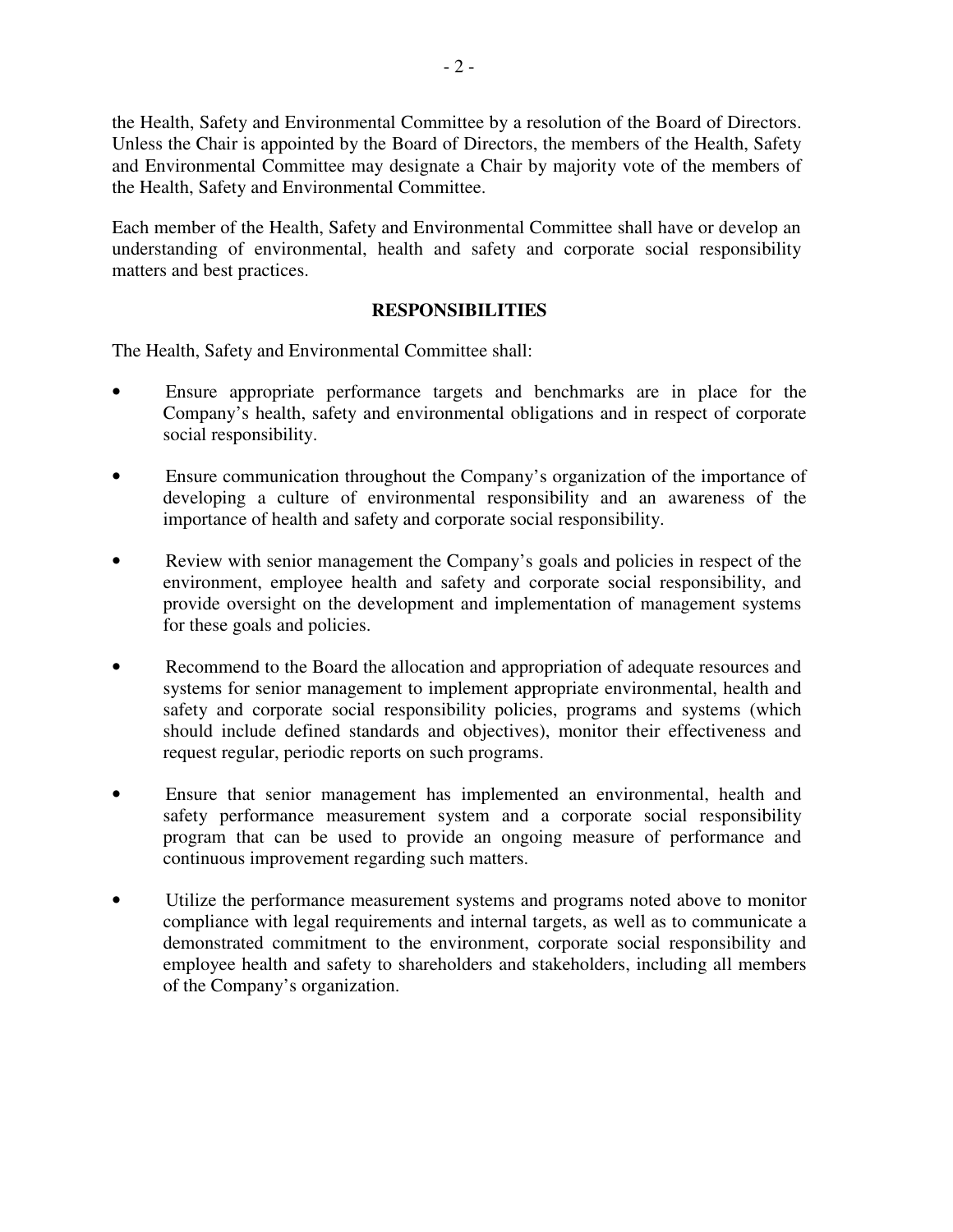the Health, Safety and Environmental Committee by a resolution of the Board of Directors. Unless the Chair is appointed by the Board of Directors, the members of the Health, Safety and Environmental Committee may designate a Chair by majority vote of the members of the Health, Safety and Environmental Committee.

Each member of the Health, Safety and Environmental Committee shall have or develop an understanding of environmental, health and safety and corporate social responsibility matters and best practices.

## RESPONSIBILITIES

The Health, Safety and Environmental Committee shall:

- Ensure appropriate performance targets and benchmarks are in place for the Company's health, safety and environmental obligations and in respect of corporate social responsibility.
- Ensure communication throughout the Company's organization of the importance of developing a culture of environmental responsibility and an awareness of the importance of health and safety and corporate social responsibility.
- Review with senior management the Company's goals and policies in respect of the environment, employee health and safety and corporate social responsibility, and provide oversight on the development and implementation of management systems for these goals and policies.
- Recommend to the Board the allocation and appropriation of adequate resources and systems for senior management to implement appropriate environmental, health and safety and corporate social responsibility policies, programs and systems (which should include defined standards and objectives), monitor their effectiveness and request regular, periodic reports on such programs.
- Ensure that senior management has implemented an environmental, health and safety performance measurement system and a corporate social responsibility program that can be used to provide an ongoing measure of performance and continuous improvement regarding such matters.
- Utilize the performance measurement systems and programs noted above to monitor compliance with legal requirements and internal targets, as well as to communicate a demonstrated commitment to the environment, corporate social responsibility and employee health and safety to shareholders and stakeholders, including all members of the Company's organization.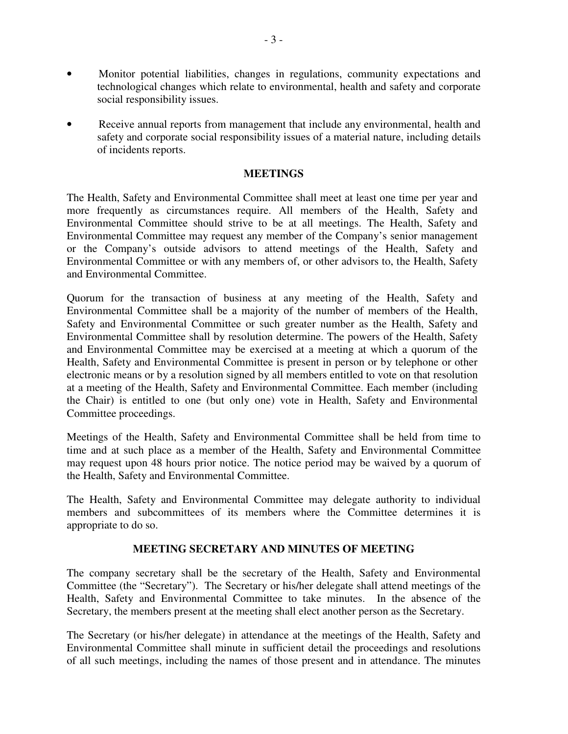- Monitor potential liabilities, changes in regulations, community expectations and technological changes which relate to environmental, health and safety and corporate social responsibility issues.
- Receive annual reports from management that include any environmental, health and safety and corporate social responsibility issues of a material nature, including details of incidents reports.

## MEETINGS

The Health, Safety and Environmental Committee shall meet at least one time per year and more frequently as circumstances require. All members of the Health, Safety and Environmental Committee should strive to be at all meetings. The Health, Safety and Environmental Committee may request any member of the Company's senior management or the Company's outside advisors to attend meetings of the Health, Safety and Environmental Committee or with any members of, or other advisors to, the Health, Safety and Environmental Committee.

Quorum for the transaction of business at any meeting of the Health, Safety and Environmental Committee shall be a majority of the number of members of the Health, Safety and Environmental Committee or such greater number as the Health, Safety and Environmental Committee shall by resolution determine. The powers of the Health, Safety and Environmental Committee may be exercised at a meeting at which a quorum of the Health, Safety and Environmental Committee is present in person or by telephone or other electronic means or by a resolution signed by all members entitled to vote on that resolution at a meeting of the Health, Safety and Environmental Committee. Each member (including the Chair) is entitled to one (but only one) vote in Health, Safety and Environmental Committee proceedings.

Meetings of the Health, Safety and Environmental Committee shall be held from time to time and at such place as a member of the Health, Safety and Environmental Committee may request upon 48 hours prior notice. The notice period may be waived by a quorum of the Health, Safety and Environmental Committee.

The Health, Safety and Environmental Committee may delegate authority to individual members and subcommittees of its members where the Committee determines it is appropriate to do so.

## MEETING SECRETARY AND MINUTES OF MEETING

The company secretary shall be the secretary of the Health, Safety and Environmental Committee (the "Secretary"). The Secretary or his/her delegate shall attend meetings of the Health, Safety and Environmental Committee to take minutes. In the absence of the Secretary, the members present at the meeting shall elect another person as the Secretary.

The Secretary (or his/her delegate) in attendance at the meetings of the Health, Safety and Environmental Committee shall minute in sufficient detail the proceedings and resolutions of all such meetings, including the names of those present and in attendance. The minutes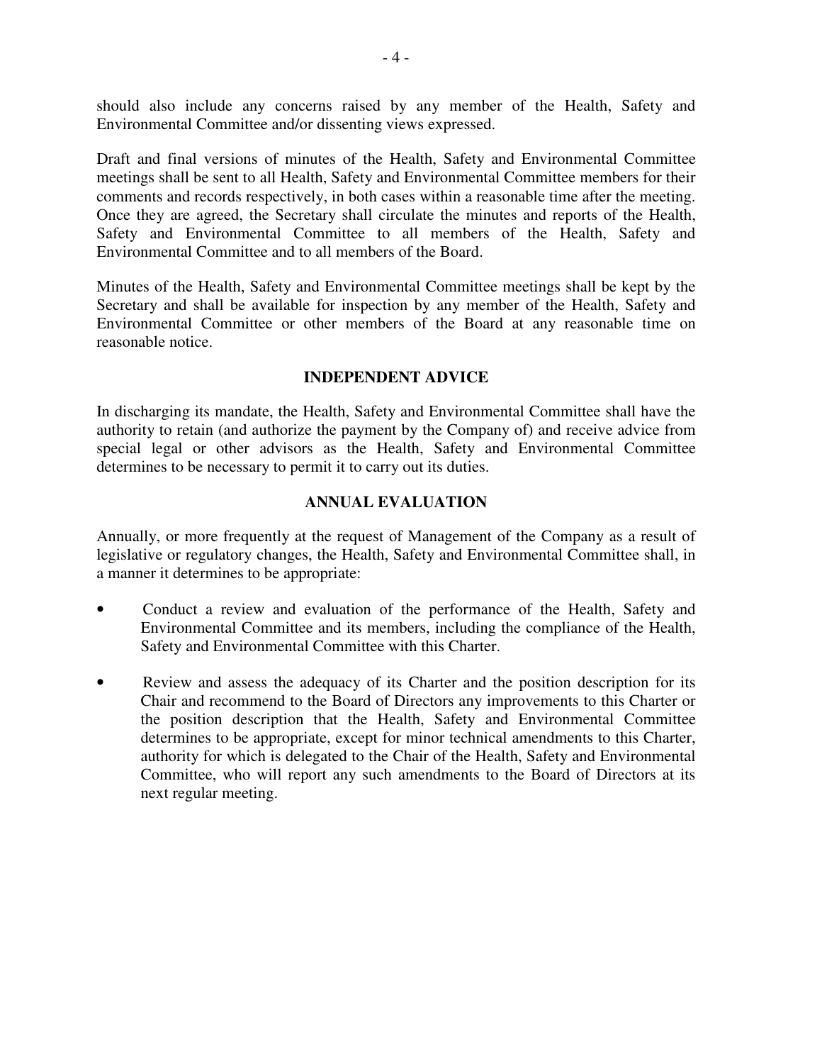should also include any concerns raised by any member of the Health, Safety and Environmental Committee and/or dissenting views expressed.

Draft and final versions of minutes of the Health, Safety and Environmental Committee meetings shall be sent to all Health, Safety and Environmental Committee members for their comments and records respectively, in both cases within a reasonable time after the meeting. Once they are agreed, the Secretary shall circulate the minutes and reports of the Health, Safety and Environmental Committee to all members of the Health, Safety and Environmental Committee and to all members of the Board.

Minutes of the Health, Safety and Environmental Committee meetings shall be kept by the Secretary and shall be available for inspection by any member of the Health, Safety and Environmental Committee or other members of the Board at any reasonable time on reasonable notice.

## INDEPENDENT ADVICE

In discharging its mandate, the Health, Safety and Environmental Committee shall have the authority to retain (and authorize the payment by the Company of) and receive advice from special legal or other advisors as the Health, Safety and Environmental Committee determines to be necessary to permit it to carry out its duties.

## ANNUAL EVALUATION

Annually, or more frequently at the request of Management of the Company as a result of legislative or regulatory changes, the Health, Safety and Environmental Committee shall, in a manner it determines to be appropriate:

- Conduct a review and evaluation of the performance of the Health, Safety and Environmental Committee and its members, including the compliance of the Health, Safety and Environmental Committee with this Charter.
- Review and assess the adequacy of its Charter and the position description for its Chair and recommend to the Board of Directors any improvements to this Charter or the position description that the Health, Safety and Environmental Committee determines to be appropriate, except for minor technical amendments to this Charter, authority for which is delegated to the Chair of the Health, Safety and Environmental Committee, who will report any such amendments to the Board of Directors at its next regular meeting.